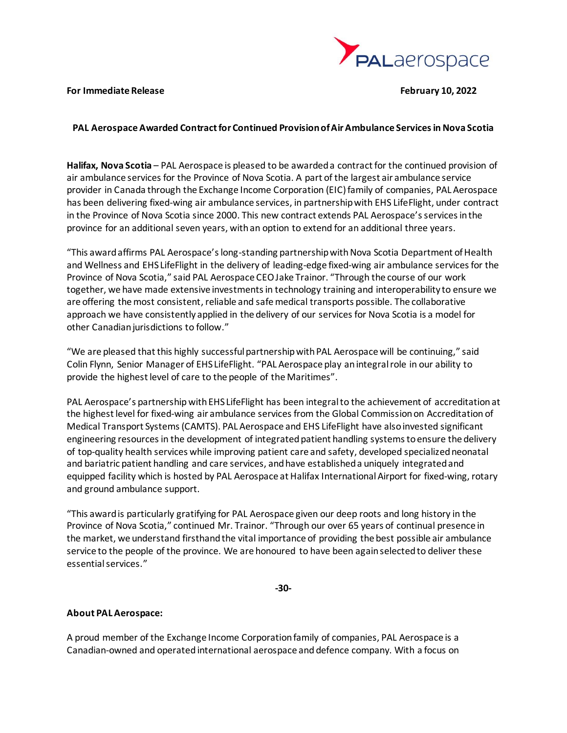**For Immediate Release** **February 10, 2022**

## PAL Aerospace Awarded Contract for Continued Provision of Air Ambulance Services in Nova Scotia

**Halifax, Nova Scotia** – PAL Aerospace is pleased to be awarded a contract for the continued provision of air ambulance services for the Province of Nova Scotia. A part of the largest air ambulance service provider in Canada through the Exchange Income Corporation (EIC) family of companies, PAL Aerospace has been delivering fixed-wing air ambulance services, in partnership with EHS LifeFlight, under contract in the Province of Nova Scotia since 2000. This new contract extends PAL Aerospace's services in the province for an additional seven years, with an option to extend for an additional three years.

"This award affirms PAL Aerospace's long-standing partnership with Nova Scotia Department of Health and Wellness and EHS LifeFlight in the delivery of leading-edge fixed-wing air ambulance services for the Province of Nova Scotia," said PAL Aerospace CEO Jake Trainor. "Through the course of our work together, we have made extensive investments in technology training and interoperability to ensure we are offering the most consistent, reliable and safe medical transports possible. The collaborative approach we have consistently applied in the delivery of our services for Nova Scotia is a model for other Canadian jurisdictions to follow."

"We are pleased that this highly successful partnership with PAL Aerospace will be continuing," said Colin Flynn, Senior Manager of EHS LifeFlight. "PAL Aerospace play an integral role in our ability to provide the highest level of care to the people of the Maritimes".

PAL Aerospace's partnership with EHS LifeFlight has been integral to the achievement of accreditation at the highest level for fixed-wing air ambulance services from the Global Commission on Accreditation of Medical Transport Systems (CAMTS). PAL Aerospace and EHS LifeFlight have also invested significant engineering resources in the development of integrated patient handling systems to ensure the delivery of top-quality health services while improving patient care and safety, developed specialized neonatal and bariatric patient handling and care services, and have established a uniquely integrated and equipped facility which is hosted by PAL Aerospace at Halifax International Airport for fixed-wing, rotary and ground ambulance support.

"This award is particularly gratifying for PAL Aerospace given our deep roots and long history in the Province of Nova Scotia," continued Mr. Trainor. "Through our over 65 years of continual presence in the market, we understand firsthand the vital importance of providing the best possible air ambulance service to the people of the province. We are honoured to have been again selected to deliver these essential services."

**-30-**

**About PAL Aerospace:**

A proud member of the Exchange Income Corporation family of companies, PAL Aerospace is a Canadian-owned and operated international aerospace and defence company. With a focus on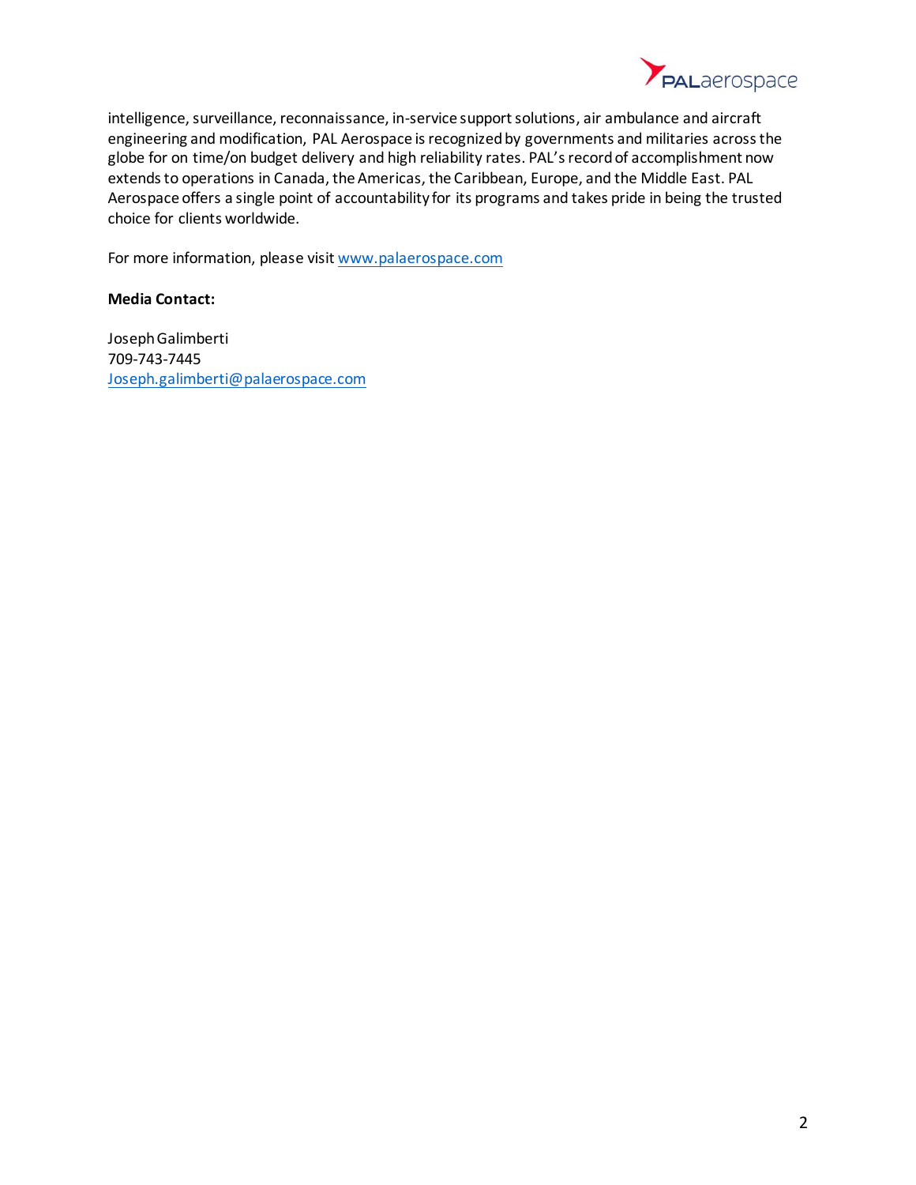intelligence, surveillance, reconnaissance, in-service support solutions, air ambulance and aircraft engineering and modification, PAL Aerospace is recognized by governments and militaries across the globe for on time/on budget delivery and high reliability rates. PAL's record of accomplishment now extends to operations in Canada, the Americas, the Caribbean, Europe, and the Middle East. PAL Aerospace offers a single point of accountability for its programs and takes pride in being the trusted choice for clients worldwide.

For more information, please visit [www.palaerospace.com](http://www.palaerospace.com)

**Media Contact:**

Joseph Galimberti
709-743-7445
[Joseph.galimberti@palaerospace.com](mailto:Joseph.galimberti@palaerospace.com)